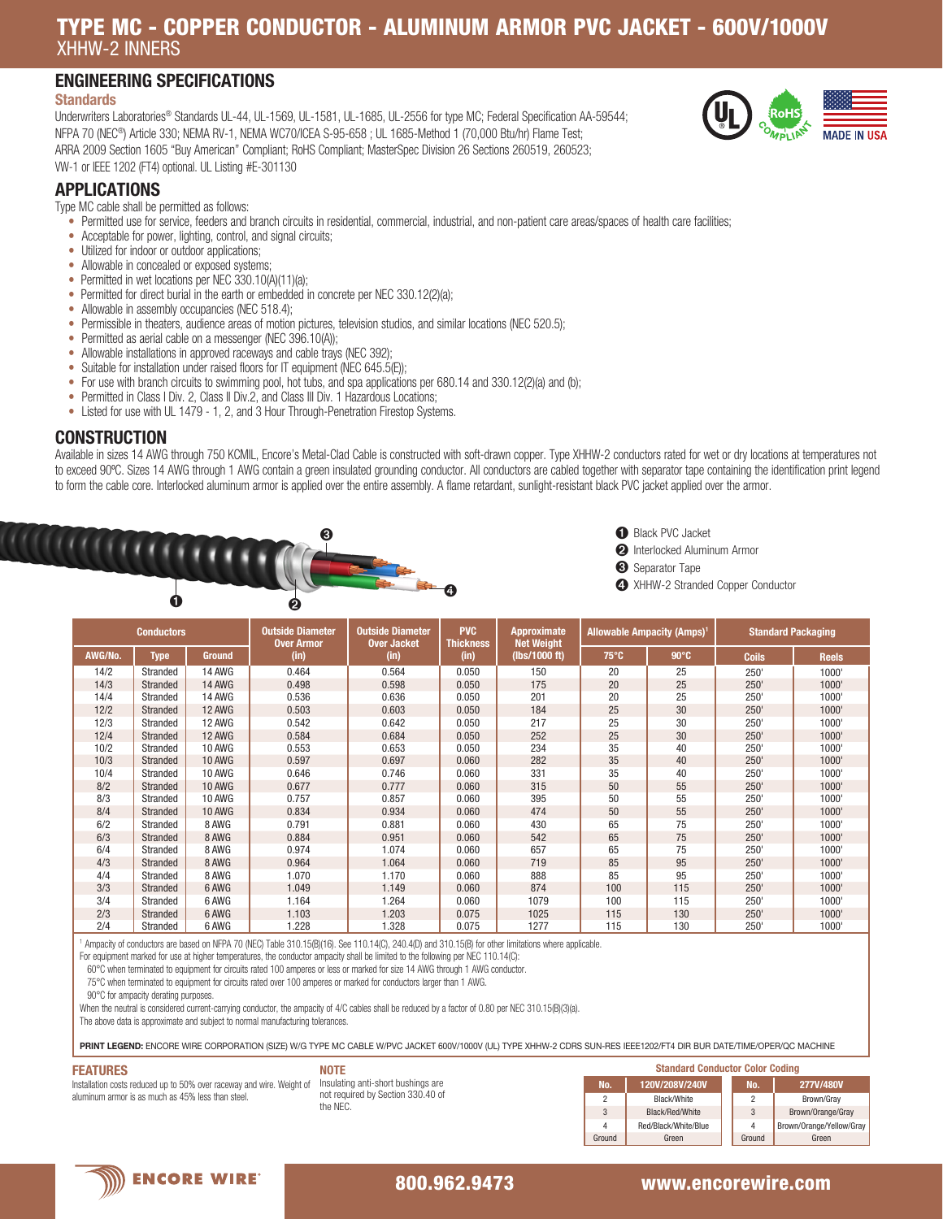# TYPE MC - COPPER CONDUCTOR - ALUMINUM ARMOR PVC JACKET - 600V/1000V

XHHW-2 INNERS

## ENGINEERING SPECIFICATIONS

### Standards

Underwriters Laboratories® Standards UL-44, UL-1569, UL-1581, UL-1685, UL-2556 for type MC; Federal Specification AA-59544; NFPA 70 (NEC®) Article 330; NEMA RV-1, NEMA WC70/ICEA S-95-658 ; UL 1685-Method 1 (70,000 Btu/hr) Flame Test; ARRA 2009 Section 1605 "Buy American" Compliant; RoHS Compliant; MasterSpec Division 26 Sections 260519, 260523; VW-1 or IEEE 1202 (FT4) optional. UL Listing #E-301130

## APPLICATIONS

Type MC cable shall be permitted as follows:

- Permitted use for service, feeders and branch circuits in residential, commercial, industrial, and non-patient care areas/spaces of health care facilities;
- Acceptable for power, lighting, control, and signal circuits;
- Utilized for indoor or outdoor applications;
- Allowable in concealed or exposed systems;
- Permitted in wet locations per NEC 330.10(A)(11)(a);
- Permitted for direct burial in the earth or embedded in concrete per NEC 330.12(2)(a);
- Allowable in assembly occupancies (NEC 518.4);
- Permissible in theaters, audience areas of motion pictures, television studios, and similar locations (NEC 520.5);
- Permitted as aerial cable on a messenger (NEC 396.10(A));
- Allowable installations in approved raceways and cable trays (NEC 392);
- Suitable for installation under raised floors for IT equipment (NEC 645.5(E));
- For use with branch circuits to swimming pool, hot tubs, and spa applications per 680.14 and 330.12(2)(a) and (b);
- Permitted in Class I Div. 2, Class II Div.2, and Class III Div. 1 Hazardous Locations;
- Listed for use with UL 1479 - 1, 2, and 3 Hour Through-Penetration Firestop Systems.

## CONSTRUCTION

Available in sizes 14 AWG through 750 KCMIL, Encore's Metal-Clad Cable is constructed with soft-drawn copper. Type XHHW-2 conductors rated for wet or dry locations at temperatures not to exceed 90ºC. Sizes 14 AWG through 1 AWG contain a green insulated grounding conductor. All conductors are cabled together with separator tape containing the identification print legend to form the cable core. Interlocked aluminum armor is applied over the entire assembly. A flame retardant, sunlight-resistant black PVC jacket applied over the armor.

1. Black PVC Jacket
2. Interlocked Aluminum Armor
3. Separator Tape
4. XHHW-2 Stranded Copper Conductor

| Conductors | | | Outside Diameter Over Armor | Outside Diameter Over Jacket | PVC Thickness | Approximate Net Weight | Allowable Ampacity (Amps)[1] | | Standard Packaging | |
|---|---|---|---|---|---|---|---|---|---|---|
| AWG/No. | Type | Ground | (in) | (in) | (in) | (lbs/1000 ft) | 75°C | 90°C | Coils | Reels |
| 14/2 | Stranded | 14 AWG | 0.464 | 0.564 | 0.050 | 150 | 20 | 25 | 250' | 1000' |
| 14/3 | Stranded | 14 AWG | 0.498 | 0.598 | 0.050 | 175 | 20 | 25 | 250' | 1000' |
| 14/4 | Stranded | 14 AWG | 0.536 | 0.636 | 0.050 | 201 | 20 | 25 | 250' | 1000' |
| 12/2 | Stranded | 12 AWG | 0.503 | 0.603 | 0.050 | 184 | 25 | 30 | 250' | 1000' |
| 12/3 | Stranded | 12 AWG | 0.542 | 0.642 | 0.050 | 217 | 25 | 30 | 250' | 1000' |
| 12/4 | Stranded | 12 AWG | 0.584 | 0.684 | 0.050 | 252 | 25 | 30 | 250' | 1000' |
| 10/2 | Stranded | 10 AWG | 0.553 | 0.653 | 0.050 | 234 | 35 | 40 | 250' | 1000' |
| 10/3 | Stranded | 10 AWG | 0.597 | 0.697 | 0.060 | 282 | 35 | 40 | 250' | 1000' |
| 10/4 | Stranded | 10 AWG | 0.646 | 0.746 | 0.060 | 331 | 35 | 40 | 250' | 1000' |
| 8/2 | Stranded | 10 AWG | 0.677 | 0.777 | 0.060 | 315 | 50 | 55 | 250' | 1000' |
| 8/3 | Stranded | 10 AWG | 0.757 | 0.857 | 0.060 | 395 | 50 | 55 | 250' | 1000' |
| 8/4 | Stranded | 10 AWG | 0.834 | 0.934 | 0.060 | 474 | 50 | 55 | 250' | 1000' |
| 6/2 | Stranded | 8 AWG | 0.791 | 0.881 | 0.060 | 430 | 65 | 75 | 250' | 1000' |
| 6/3 | Stranded | 8 AWG | 0.884 | 0.951 | 0.060 | 542 | 65 | 75 | 250' | 1000' |
| 6/4 | Stranded | 8 AWG | 0.974 | 1.074 | 0.060 | 657 | 65 | 75 | 250' | 1000' |
| 4/3 | Stranded | 8 AWG | 0.964 | 1.064 | 0.060 | 719 | 85 | 95 | 250' | 1000' |
| 4/4 | Stranded | 8 AWG | 1.070 | 1.170 | 0.060 | 888 | 85 | 95 | 250' | 1000' |
| 3/3 | Stranded | 6 AWG | 1.049 | 1.149 | 0.060 | 874 | 100 | 115 | 250' | 1000' |
| 3/4 | Stranded | 6 AWG | 1.164 | 1.264 | 0.060 | 1079 | 100 | 115 | 250' | 1000' |
| 2/3 | Stranded | 6 AWG | 1.103 | 1.203 | 0.075 | 1025 | 115 | 130 | 250' | 1000' |
| 2/4 | Stranded | 6 AWG | 1.228 | 1.328 | 0.075 | 1277 | 115 | 130 | 250' | 1000' |

[1] Ampacity of conductors are based on NFPA 70 (NEC) Table 310.15(B)(16). See 110.14(C), 240.4(D) and 310.15(B) for other limitations where applicable.
For equipment marked for use at higher temperatures, the conductor ampacity shall be limited to the following per NEC 110.14(C):
60°C when terminated to equipment for circuits rated 100 amperes or less or marked for size 14 AWG through 1 AWG conductor.
75°C when terminated to equipment for circuits rated over 100 amperes or marked for conductors larger than 1 AWG.
90°C for ampacity derating purposes.
When the neutral is considered current-carrying conductor, the ampacity of 4/C cables shall be reduced by a factor of 0.80 per NEC 310.15(B)(3)(a).
The above data is approximate and subject to normal manufacturing tolerances.

**PRINT LEGEND:** ENCORE WIRE CORPORATION (SIZE) W/G TYPE MC CABLE W/PVC JACKET 600V/1000V (UL) TYPE XHHW-2 CDRS SUN-RES IEEE1202/FT4 DIR BUR DATE/TIME/OPER/QC MACHINE

### FEATURES

Installation costs reduced up to 50% over raceway and wire. Weight of aluminum armor is as much as 45% less than steel.

### NOTE

Insulating anti-short bushings are not required by Section 330.40 of the NEC.

**Standard Conductor Color Coding**

| No. | 120V/208V/240V |
|---|---|
| 2 | Black/White |
| 3 | Black/Red/White |
| 4 | Red/Black/White/Blue |
| Ground | Green |

| No. | 277V/480V |
|---|---|
| 2 | Brown/Gray |
| 3 | Brown/Orange/Gray |
| 4 | Brown/Orange/Yellow/Gray |
| Ground | Green |

ENCORE WIRE 800.962.9473 www.encorewire.com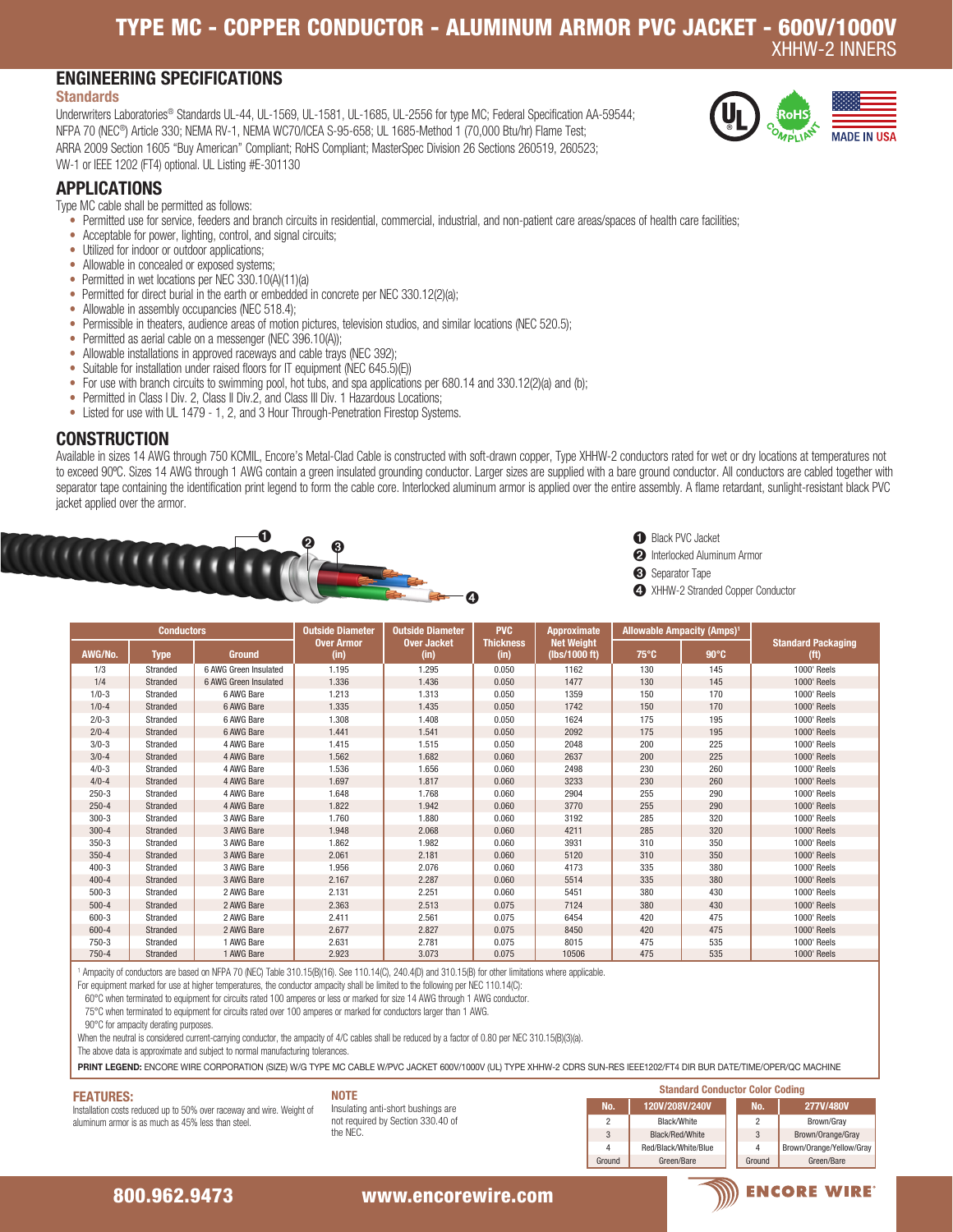# TYPE MC - COPPER CONDUCTOR - ALUMINUM ARMOR PVC JACKET - 600V/1000V

XHHW-2 INNERS

## ENGINEERING SPECIFICATIONS

### Standards

Underwriters Laboratories® Standards UL-44, UL-1569, UL-1581, UL-1685, UL-2556 for type MC; Federal Specification AA-59544; NFPA 70 (NEC®) Article 330; NEMA RV-1, NEMA WC70/ICEA S-95-658; UL 1685-Method 1 (70,000 Btu/hr) Flame Test; ARRA 2009 Section 1605 "Buy American" Compliant; RoHS Compliant; MasterSpec Division 26 Sections 260519, 260523; VW-1 or IEEE 1202 (FT4) optional. UL Listing #E-301130

RoHS COMPLIANT

MADE IN USA

## APPLICATIONS

Type MC cable shall be permitted as follows:

- Permitted use for service, feeders and branch circuits in residential, commercial, industrial, and non-patient care areas/spaces of health care facilities;
- Acceptable for power, lighting, control, and signal circuits;
- Utilized for indoor or outdoor applications;
- Allowable in concealed or exposed systems;
- Permitted in wet locations per NEC 330.10(A)(11)(a)
- Permitted for direct burial in the earth or embedded in concrete per NEC 330.12(2)(a);
- Allowable in assembly occupancies (NEC 518.4);
- Permissible in theaters, audience areas of motion pictures, television studios, and similar locations (NEC 520.5);
- Permitted as aerial cable on a messenger (NEC 396.10(A));
- Allowable installations in approved raceways and cable trays (NEC 392);
- Suitable for installation under raised floors for IT equipment (NEC 645.5)(E))
- For use with branch circuits to swimming pool, hot tubs, and spa applications per 680.14 and 330.12(2)(a) and (b);
- Permitted in Class I Div. 2, Class II Div.2, and Class III Div. 1 Hazardous Locations;
- Listed for use with UL 1479 - 1, 2, and 3 Hour Through-Penetration Firestop Systems.

## CONSTRUCTION

Available in sizes 14 AWG through 750 KCMIL, Encore's Metal-Clad Cable is constructed with soft-drawn copper, Type XHHW-2 conductors rated for wet or dry locations at temperatures not to exceed 90ºC. Sizes 14 AWG through 1 AWG contain a green insulated grounding conductor. Larger sizes are supplied with a bare ground conductor. All conductors are cabled together with separator tape containing the identification print legend to form the cable core. Interlocked aluminum armor is applied over the entire assembly. A flame retardant, sunlight-resistant black PVC jacket applied over the armor.

1. Black PVC Jacket
2. Interlocked Aluminum Armor
3. Separator Tape
4. XHHW-2 Stranded Copper Conductor

| Conductors | | | Outside Diameter Over Armor (in) | Outside Diameter Over Jacket (in) | PVC Thickness (in) | Approximate Net Weight (lbs/1000 ft) | Allowable Ampacity (Amps)[1] | | Standard Packaging (ft) |
|---|---|---|---|---|---|---|---|---|---|
| AWG/No. | Type | Ground | | | | | 75°C | 90°C | |
| 1/3 | Stranded | 6 AWG Green Insulated | 1.195 | 1.295 | 0.050 | 1162 | 130 | 145 | 1000' Reels |
| 1/4 | Stranded | 6 AWG Green Insulated | 1.336 | 1.436 | 0.050 | 1477 | 130 | 145 | 1000' Reels |
| 1/0-3 | Stranded | 6 AWG Bare | 1.213 | 1.313 | 0.050 | 1359 | 150 | 170 | 1000' Reels |
| 1/0-4 | Stranded | 6 AWG Bare | 1.335 | 1.435 | 0.050 | 1742 | 150 | 170 | 1000' Reels |
| 2/0-3 | Stranded | 6 AWG Bare | 1.308 | 1.408 | 0.050 | 1624 | 175 | 195 | 1000' Reels |
| 2/0-4 | Stranded | 6 AWG Bare | 1.441 | 1.541 | 0.050 | 2092 | 175 | 195 | 1000' Reels |
| 3/0-3 | Stranded | 4 AWG Bare | 1.415 | 1.515 | 0.050 | 2048 | 200 | 225 | 1000' Reels |
| 3/0-4 | Stranded | 4 AWG Bare | 1.562 | 1.682 | 0.060 | 2637 | 200 | 225 | 1000' Reels |
| 4/0-3 | Stranded | 4 AWG Bare | 1.536 | 1.656 | 0.060 | 2498 | 230 | 260 | 1000' Reels |
| 4/0-4 | Stranded | 4 AWG Bare | 1.697 | 1.817 | 0.060 | 3233 | 230 | 260 | 1000' Reels |
| 250-3 | Stranded | 4 AWG Bare | 1.648 | 1.768 | 0.060 | 2904 | 255 | 290 | 1000' Reels |
| 250-4 | Stranded | 4 AWG Bare | 1.822 | 1.942 | 0.060 | 3770 | 255 | 290 | 1000' Reels |
| 300-3 | Stranded | 3 AWG Bare | 1.760 | 1.880 | 0.060 | 3192 | 285 | 320 | 1000' Reels |
| 300-4 | Stranded | 3 AWG Bare | 1.948 | 2.068 | 0.060 | 4211 | 285 | 320 | 1000' Reels |
| 350-3 | Stranded | 3 AWG Bare | 1.862 | 1.982 | 0.060 | 3931 | 310 | 350 | 1000' Reels |
| 350-4 | Stranded | 3 AWG Bare | 2.061 | 2.181 | 0.060 | 5120 | 310 | 350 | 1000' Reels |
| 400-3 | Stranded | 3 AWG Bare | 1.956 | 2.076 | 0.060 | 4173 | 335 | 380 | 1000' Reels |
| 400-4 | Stranded | 3 AWG Bare | 2.167 | 2.287 | 0.060 | 5514 | 335 | 380 | 1000' Reels |
| 500-3 | Stranded | 2 AWG Bare | 2.131 | 2.251 | 0.060 | 5451 | 380 | 430 | 1000' Reels |
| 500-4 | Stranded | 2 AWG Bare | 2.363 | 2.513 | 0.075 | 7124 | 380 | 430 | 1000' Reels |
| 600-3 | Stranded | 2 AWG Bare | 2.411 | 2.561 | 0.075 | 6454 | 420 | 475 | 1000' Reels |
| 600-4 | Stranded | 2 AWG Bare | 2.677 | 2.827 | 0.075 | 8450 | 420 | 475 | 1000' Reels |
| 750-3 | Stranded | 1 AWG Bare | 2.631 | 2.781 | 0.075 | 8015 | 475 | 535 | 1000' Reels |
| 750-4 | Stranded | 1 AWG Bare | 2.923 | 3.073 | 0.075 | 10506 | 475 | 535 | 1000' Reels |

[1] Ampacity of conductors are based on NFPA 70 (NEC) Table 310.15(B)(16). See 110.14(C), 240.4(D) and 310.15(B) for other limitations where applicable.

For equipment marked for use at higher temperatures, the conductor ampacity shall be limited to the following per NEC 110.14(C):

60°C when terminated to equipment for circuits rated 100 amperes or less or marked for size 14 AWG through 1 AWG conductor.

75°C when terminated to equipment for circuits rated over 100 amperes or marked for conductors larger than 1 AWG.

90°C for ampacity derating purposes.

When the neutral is considered current-carrying conductor, the ampacity of 4/C cables shall be reduced by a factor of 0.80 per NEC 310.15(B)(3)(a).

The above data is approximate and subject to normal manufacturing tolerances.

**PRINT LEGEND:** ENCORE WIRE CORPORATION (SIZE) W/G TYPE MC CABLE W/PVC JACKET 600V/1000V (UL) TYPE XHHW-2 CDRS SUN-RES IEEE1202/FT4 DIR BUR DATE/TIME/OPER/QC MACHINE

### FEATURES:

Installation costs reduced up to 50% over raceway and wire. Weight of aluminum armor is as much as 45% less than steel.

### NOTE

Insulating anti-short bushings are not required by Section 330.40 of the NEC.

**Standard Conductor Color Coding**

| No. | 120V/208V/240V |
|---|---|
| 2 | Black/White |
| 3 | Black/Red/White |
| 4 | Red/Black/White/Blue |
| Ground | Green/Bare |

| No. | 277V/480V |
|---|---|
| 2 | Brown/Gray |
| 3 | Brown/Orange/Gray |
| 4 | Brown/Orange/Yellow/Gray |
| Ground | Green/Bare |

800.962.9473 www.encorewire.com ENCORE WIRE